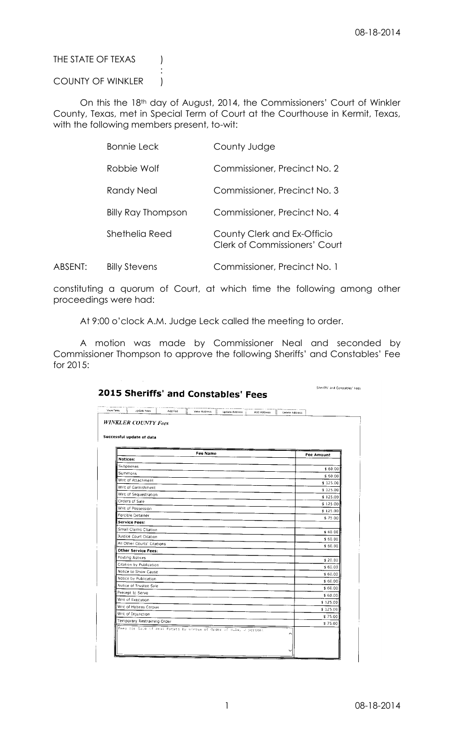THE STATE OF TEXAS )
:
COUNTY OF WINKLER )

On this the 18th day of August, 2014, the Commissioners' Court of Winkler County, Texas, met in Special Term of Court at the Courthouse in Kermit, Texas, with the following members present, to-wit:

| | |
|---|---|
| Bonnie Leck | County Judge |
| Robbie Wolf | Commissioner, Precinct No. 2 |
| Randy Neal | Commissioner, Precinct No. 3 |
| Billy Ray Thompson | Commissioner, Precinct No. 4 |
| Shethelia Reed | County Clerk and Ex-Officio Clerk of Commissioners' Court |

ABSENT: Billy Stevens — Commissioner, Precinct No. 1

constituting a quorum of Court, at which time the following among other proceedings were had:

At 9:00 o'clock A.M. Judge Leck called the meeting to order.

A motion was made by Commissioner Neal and seconded by Commissioner Thompson to approve the following Sheriffs' and Constables' Fee for 2015:

## 2015 Sheriffs' and Constables' Fees

Sheriffs' and Constables' Fees

View Fees | Update Fees | Add Fee | View Address | Update Address | Add Address | Delete Address

*WINKLER COUNTY Fees*

**Successful update of data**

| Fee Name | Fee Amount |
|---|---|
| **Notices:** | |
| Subpoenas | $ 60.00 |
| Summons | $ 60.00 |
| Writ of Attachment | $ 125.00 |
| Writ of Garnishment | $ 125.00 |
| Writ of Sequestration | $ 125.00 |
| Orders of Sale | $ 125.00 |
| Writ of Possession | $ 125.00 |
| Forcible Detainer | $ 75.00 |
| **Service Fees:** | |
| Small Claims Citation | $ 60.00 |
| Justice Court Citation | $ 60.00 |
| All Other Courts' Citations | $ 60.00 |
| **Other Service Fees:** | |
| Posting Notices | $ 20.00 |
| Citation by Publication | $ 60.00 |
| Notice to Show Cause | $ 60.00 |
| Notice by Publication | $ 60.00 |
| Notice of Trustee Sale | $ 60.00 |
| Precept to Serve | $ 60.00 |
| Writ of Execution | $ 125.00 |
| Writ of Habeas Corpus | $ 125.00 |
| Writ of Injunction | $ 75.00 |
| Temporary Restraining Order | $ 75.00 |
| Fees for Sale of Real Estate by virtue of Order of Sale, 2 percent | |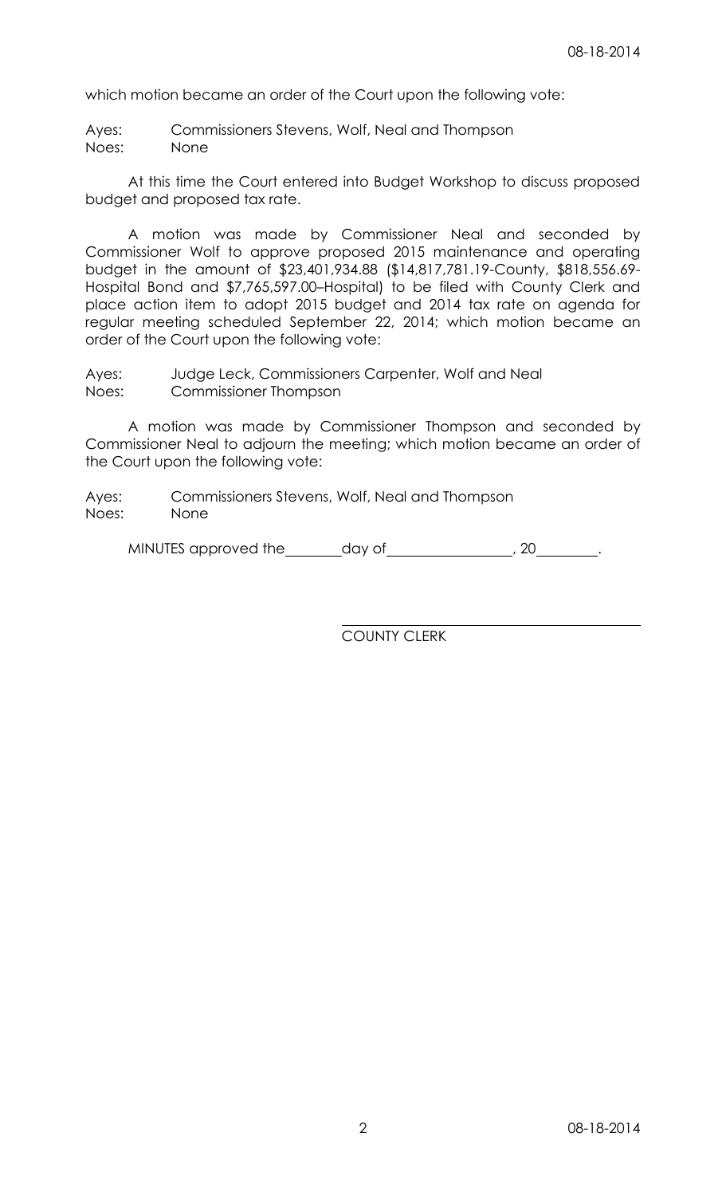which motion became an order of the Court upon the following vote:

Ayes: Commissioners Stevens, Wolf, Neal and Thompson
Noes: None

At this time the Court entered into Budget Workshop to discuss proposed budget and proposed tax rate.

A motion was made by Commissioner Neal and seconded by Commissioner Wolf to approve proposed 2015 maintenance and operating budget in the amount of $23,401,934.88 ($14,817,781.19-County, $818,556.69-Hospital Bond and $7,765,597.00–Hospital) to be filed with County Clerk and place action item to adopt 2015 budget and 2014 tax rate on agenda for regular meeting scheduled September 22, 2014; which motion became an order of the Court upon the following vote:

Ayes: Judge Leck, Commissioners Carpenter, Wolf and Neal
Noes: Commissioner Thompson

A motion was made by Commissioner Thompson and seconded by Commissioner Neal to adjourn the meeting; which motion became an order of the Court upon the following vote:

Ayes: Commissioners Stevens, Wolf, Neal and Thompson
Noes: None

MINUTES approved the ________ day of ________________, 20________.

______________________________
COUNTY CLERK